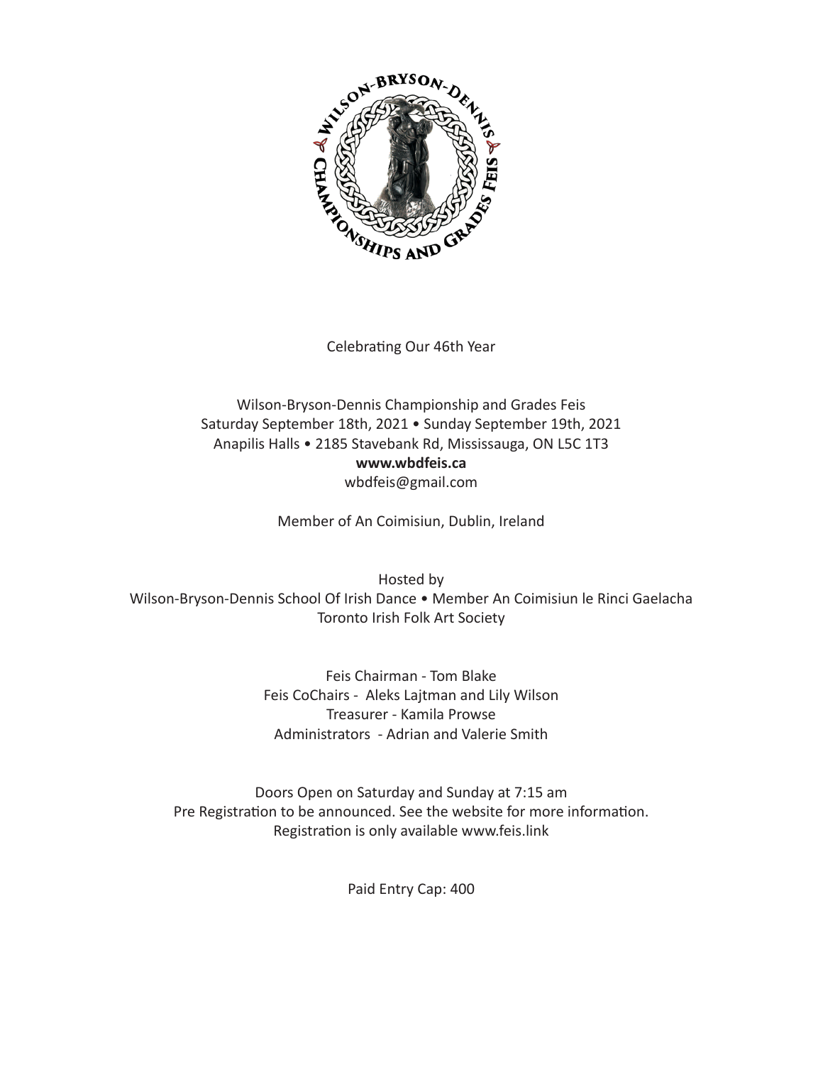Celebrating Our 46th Year

Wilson-Bryson-Dennis Championship and Grades Feis
Saturday September 18th, 2021 • Sunday September 19th, 2021
Anapilis Halls • 2185 Stavebank Rd, Mississauga, ON L5C 1T3
**www.wbdfeis.ca**
wbdfeis@gmail.com

Member of An Coimisiun, Dublin, Ireland

Hosted by
Wilson-Bryson-Dennis School Of Irish Dance • Member An Coimisiun le Rinci Gaelacha
Toronto Irish Folk Art Society

Feis Chairman - Tom Blake
Feis CoChairs - Aleks Lajtman and Lily Wilson
Treasurer - Kamila Prowse
Administrators - Adrian and Valerie Smith

Doors Open on Saturday and Sunday at 7:15 am
Pre Registration to be announced. See the website for more information.
Registration is only available www.feis.link

Paid Entry Cap: 400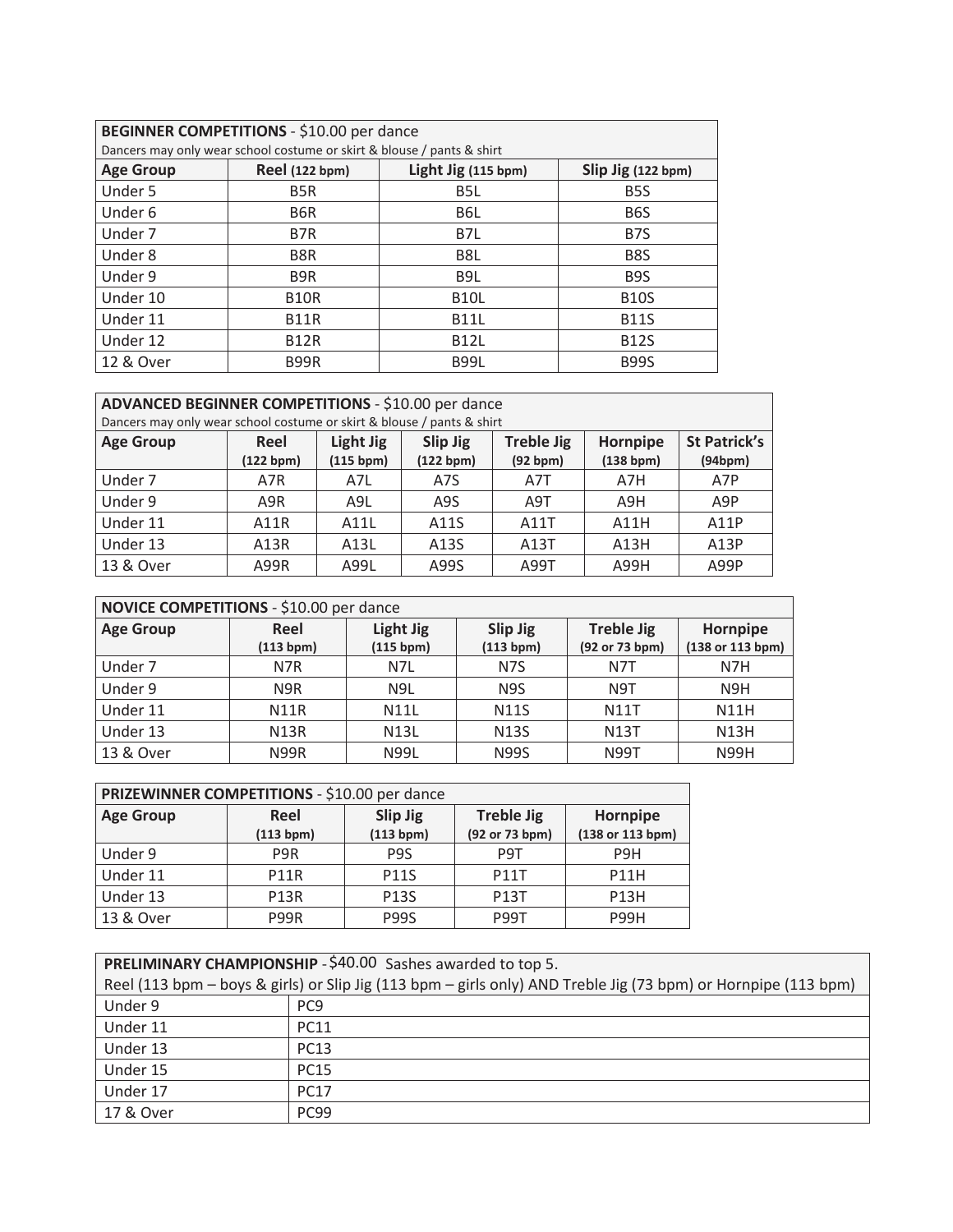| **BEGINNER COMPETITIONS** - $10.00 per dance<br>Dancers may only wear school costume or skirt & blouse / pants & shirt | | | |
|---|---|---|---|
| **Age Group** | **Reel (122 bpm)** | **Light Jig (115 bpm)** | **Slip Jig (122 bpm)** |
| Under 5 | B5R | B5L | B5S |
| Under 6 | B6R | B6L | B6S |
| Under 7 | B7R | B7L | B7S |
| Under 8 | B8R | B8L | B8S |
| Under 9 | B9R | B9L | B9S |
| Under 10 | B10R | B10L | B10S |
| Under 11 | B11R | B11L | B11S |
| Under 12 | B12R | B12L | B12S |
| 12 & Over | B99R | B99L | B99S |

| **ADVANCED BEGINNER COMPETITIONS** - $10.00 per dance<br>Dancers may only wear school costume or skirt & blouse / pants & shirt | | | | | | |
|---|---|---|---|---|---|---|
| **Age Group** | **Reel (122 bpm)** | **Light Jig (115 bpm)** | **Slip Jig (122 bpm)** | **Treble Jig (92 bpm)** | **Hornpipe (138 bpm)** | **St Patrick's (94bpm)** |
| Under 7 | A7R | A7L | A7S | A7T | A7H | A7P |
| Under 9 | A9R | A9L | A9S | A9T | A9H | A9P |
| Under 11 | A11R | A11L | A11S | A11T | A11H | A11P |
| Under 13 | A13R | A13L | A13S | A13T | A13H | A13P |
| 13 & Over | A99R | A99L | A99S | A99T | A99H | A99P |

| **NOVICE COMPETITIONS** - $10.00 per dance | | | | | |
|---|---|---|---|---|---|
| **Age Group** | **Reel (113 bpm)** | **Light Jig (115 bpm)** | **Slip Jig (113 bpm)** | **Treble Jig (92 or 73 bpm)** | **Hornpipe (138 or 113 bpm)** |
| Under 7 | N7R | N7L | N7S | N7T | N7H |
| Under 9 | N9R | N9L | N9S | N9T | N9H |
| Under 11 | N11R | N11L | N11S | N11T | N11H |
| Under 13 | N13R | N13L | N13S | N13T | N13H |
| 13 & Over | N99R | N99L | N99S | N99T | N99H |

| **PRIZEWINNER COMPETITIONS** - $10.00 per dance | | | | |
|---|---|---|---|---|
| **Age Group** | **Reel (113 bpm)** | **Slip Jig (113 bpm)** | **Treble Jig (92 or 73 bpm)** | **Hornpipe (138 or 113 bpm)** |
| Under 9 | P9R | P9S | P9T | P9H |
| Under 11 | P11R | P11S | P11T | P11H |
| Under 13 | P13R | P13S | P13T | P13H |
| 13 & Over | P99R | P99S | P99T | P99H |

| **PRELIMINARY CHAMPIONSHIP** - $40.00 Sashes awarded to top 5.<br>Reel (113 bpm – boys & girls) or Slip Jig (113 bpm – girls only) AND Treble Jig (73 bpm) or Hornpipe (113 bpm) | |
|---|---|
| Under 9 | PC9 |
| Under 11 | PC11 |
| Under 13 | PC13 |
| Under 15 | PC15 |
| Under 17 | PC17 |
| 17 & Over | PC99 |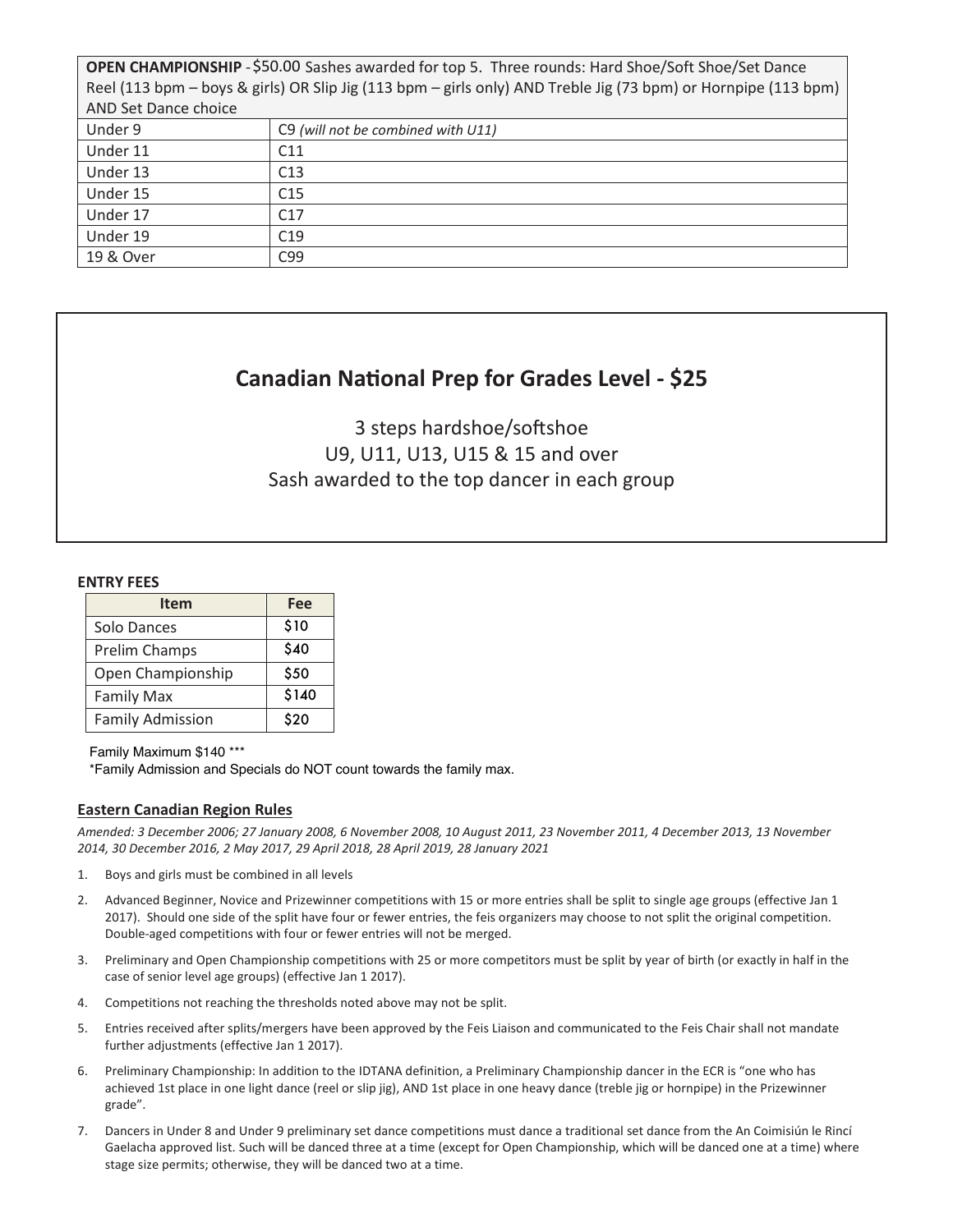| **OPEN CHAMPIONSHIP** - $50.00 Sashes awarded for top 5. Three rounds: Hard Shoe/Soft Shoe/Set Dance Reel (113 bpm – boys & girls) OR Slip Jig (113 bpm – girls only) AND Treble Jig (73 bpm) or Hornpipe (113 bpm) AND Set Dance choice | |
|---|---|
| Under 9 | C9 *(will not be combined with U11)* |
| Under 11 | C11 |
| Under 13 | C13 |
| Under 15 | C15 |
| Under 17 | C17 |
| Under 19 | C19 |
| 19 & Over | C99 |

## Canadian National Prep for Grades Level - $25

3 steps hardshoe/softshoe

U9, U11, U13, U15 & 15 and over

Sash awarded to the top dancer in each group

**ENTRY FEES**

| Item | Fee |
|---|---|
| Solo Dances | $10 |
| Prelim Champs | $40 |
| Open Championship | $50 |
| Family Max | $140 |
| Family Admission | $20 |

Family Maximum $140 ***

*Family Admission and Specials do NOT count towards the family max.

### Eastern Canadian Region Rules

*Amended: 3 December 2006; 27 January 2008, 6 November 2008, 10 August 2011, 23 November 2011, 4 December 2013, 13 November 2014, 30 December 2016, 2 May 2017, 29 April 2018, 28 April 2019, 28 January 2021*

1. Boys and girls must be combined in all levels
2. Advanced Beginner, Novice and Prizewinner competitions with 15 or more entries shall be split to single age groups (effective Jan 1 2017). Should one side of the split have four or fewer entries, the feis organizers may choose to not split the original competition. Double-aged competitions with four or fewer entries will not be merged.
3. Preliminary and Open Championship competitions with 25 or more competitors must be split by year of birth (or exactly in half in the case of senior level age groups) (effective Jan 1 2017).
4. Competitions not reaching the thresholds noted above may not be split.
5. Entries received after splits/mergers have been approved by the Feis Liaison and communicated to the Feis Chair shall not mandate further adjustments (effective Jan 1 2017).
6. Preliminary Championship: In addition to the IDTANA definition, a Preliminary Championship dancer in the ECR is "one who has achieved 1st place in one light dance (reel or slip jig), AND 1st place in one heavy dance (treble jig or hornpipe) in the Prizewinner grade".
7. Dancers in Under 8 and Under 9 preliminary set dance competitions must dance a traditional set dance from the An Coimisiún le Rincí Gaelacha approved list. Such will be danced three at a time (except for Open Championship, which will be danced one at a time) where stage size permits; otherwise, they will be danced two at a time.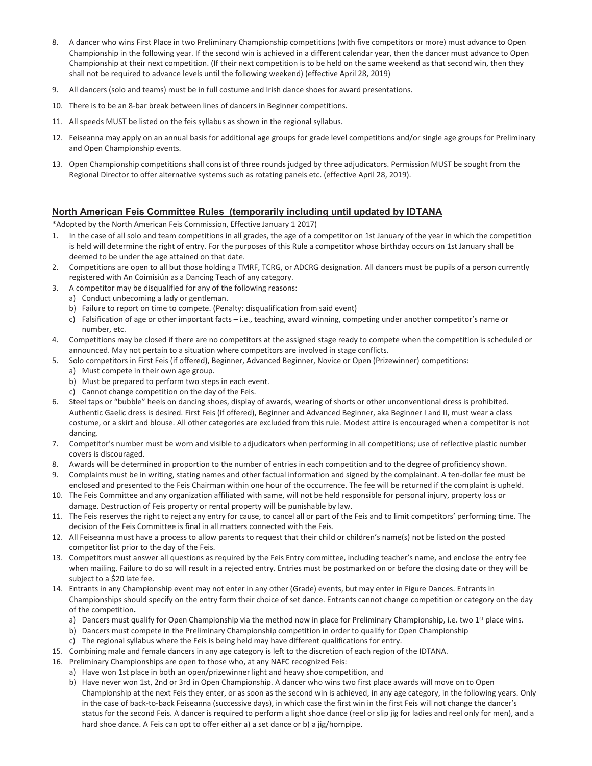8. A dancer who wins First Place in two Preliminary Championship competitions (with five competitors or more) must advance to Open Championship in the following year. If the second win is achieved in a different calendar year, then the dancer must advance to Open Championship at their next competition. (If their next competition is to be held on the same weekend as that second win, then they shall not be required to advance levels until the following weekend) (effective April 28, 2019)
9. All dancers (solo and teams) must be in full costume and Irish dance shoes for award presentations.
10. There is to be an 8-bar break between lines of dancers in Beginner competitions.
11. All speeds MUST be listed on the feis syllabus as shown in the regional syllabus.
12. Feiseanna may apply on an annual basis for additional age groups for grade level competitions and/or single age groups for Preliminary and Open Championship events.
13. Open Championship competitions shall consist of three rounds judged by three adjudicators. Permission MUST be sought from the Regional Director to offer alternative systems such as rotating panels etc. (effective April 28, 2019).

## North American Feis Committee Rules (temporarily including until updated by IDTANA

*Adopted by the North American Feis Commission, Effective January 1 2017)

1. In the case of all solo and team competitions in all grades, the age of a competitor on 1st January of the year in which the competition is held will determine the right of entry. For the purposes of this Rule a competitor whose birthday occurs on 1st January shall be deemed to be under the age attained on that date.
2. Competitions are open to all but those holding a TMRF, TCRG, or ADCRG designation. All dancers must be pupils of a person currently registered with An Coimisiún as a Dancing Teach of any category.
3. A competitor may be disqualified for any of the following reasons:
   a) Conduct unbecoming a lady or gentleman.
   b) Failure to report on time to compete. (Penalty: disqualification from said event)
   c) Falsification of age or other important facts – i.e., teaching, award winning, competing under another competitor's name or number, etc.
4. Competitions may be closed if there are no competitors at the assigned stage ready to compete when the competition is scheduled or announced. May not pertain to a situation where competitors are involved in stage conflicts.
5. Solo competitors in First Feis (if offered), Beginner, Advanced Beginner, Novice or Open (Prizewinner) competitions:
   a) Must compete in their own age group.
   b) Must be prepared to perform two steps in each event.
   c) Cannot change competition on the day of the Feis.
6. Steel taps or "bubble" heels on dancing shoes, display of awards, wearing of shorts or other unconventional dress is prohibited. Authentic Gaelic dress is desired. First Feis (if offered), Beginner and Advanced Beginner, aka Beginner I and II, must wear a class costume, or a skirt and blouse. All other categories are excluded from this rule. Modest attire is encouraged when a competitor is not dancing.
7. Competitor's number must be worn and visible to adjudicators when performing in all competitions; use of reflective plastic number covers is discouraged.
8. Awards will be determined in proportion to the number of entries in each competition and to the degree of proficiency shown.
9. Complaints must be in writing, stating names and other factual information and signed by the complainant. A ten-dollar fee must be enclosed and presented to the Feis Chairman within one hour of the occurrence. The fee will be returned if the complaint is upheld.
10. The Feis Committee and any organization affiliated with same, will not be held responsible for personal injury, property loss or damage. Destruction of Feis property or rental property will be punishable by law.
11. The Feis reserves the right to reject any entry for cause, to cancel all or part of the Feis and to limit competitors' performing time. The decision of the Feis Committee is final in all matters connected with the Feis.
12. All Feiseanna must have a process to allow parents to request that their child or children's name(s) not be listed on the posted competitor list prior to the day of the Feis.
13. Competitors must answer all questions as required by the Feis Entry committee, including teacher's name, and enclose the entry fee when mailing. Failure to do so will result in a rejected entry. Entries must be postmarked on or before the closing date or they will be subject to a $20 late fee.
14. Entrants in any Championship event may not enter in any other (Grade) events, but may enter in Figure Dances. Entrants in Championships should specify on the entry form their choice of set dance. Entrants cannot change competition or category on the day of the competition**.**
   a) Dancers must qualify for Open Championship via the method now in place for Preliminary Championship, i.e. two 1st place wins.
   b) Dancers must compete in the Preliminary Championship competition in order to qualify for Open Championship
   c) The regional syllabus where the Feis is being held may have different qualifications for entry.
15. Combining male and female dancers in any age category is left to the discretion of each region of the IDTANA.
16. Preliminary Championships are open to those who, at any NAFC recognized Feis:
   a) Have won 1st place in both an open/prizewinner light and heavy shoe competition, and
   b) Have never won 1st, 2nd or 3rd in Open Championship. A dancer who wins two first place awards will move on to Open Championship at the next Feis they enter, or as soon as the second win is achieved, in any age category, in the following years. Only in the case of back-to-back Feiseanna (successive days), in which case the first win in the first Feis will not change the dancer's status for the second Feis. A dancer is required to perform a light shoe dance (reel or slip jig for ladies and reel only for men), and a hard shoe dance. A Feis can opt to offer either a) a set dance or b) a jig/hornpipe.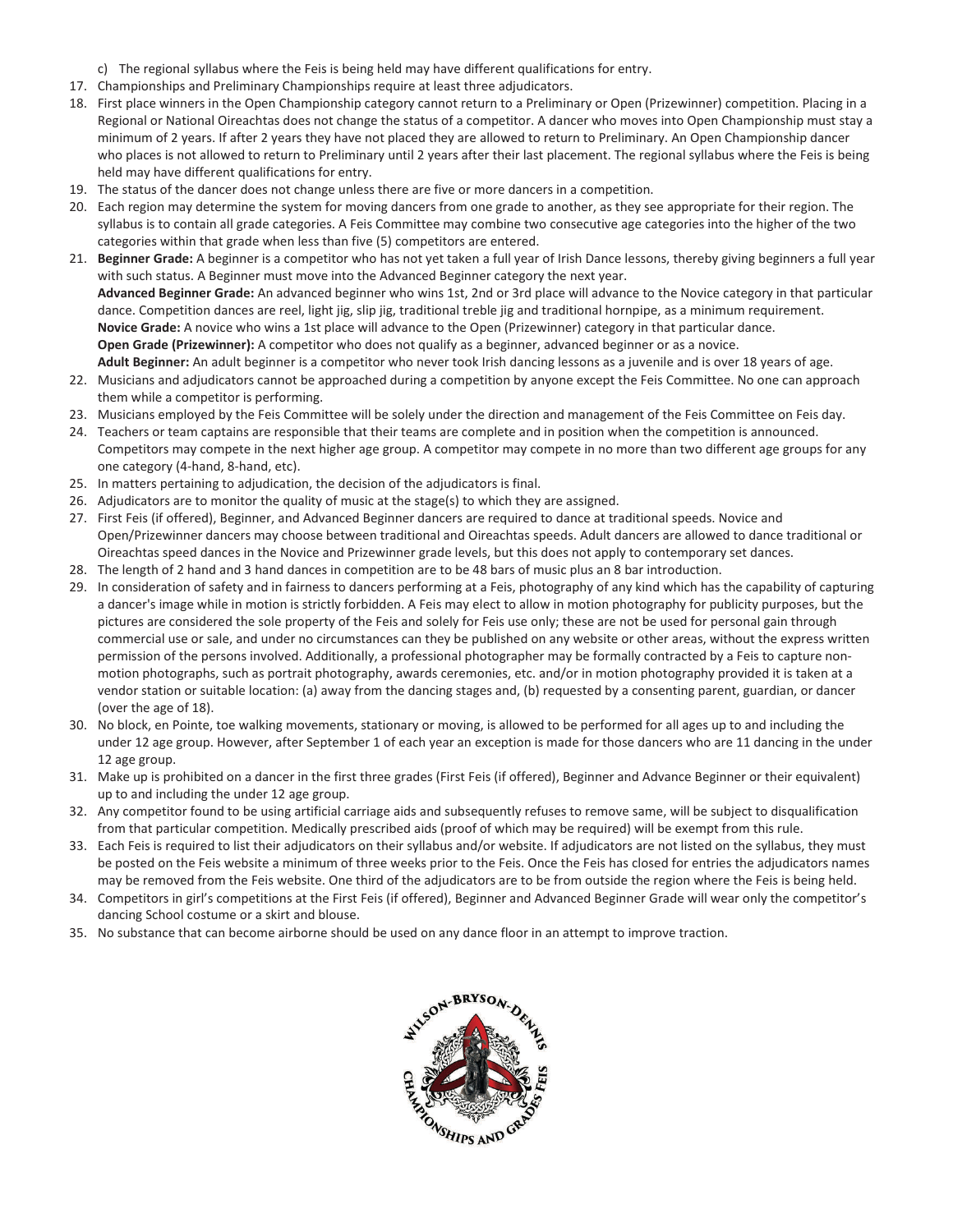c) The regional syllabus where the Feis is being held may have different qualifications for entry.

17. Championships and Preliminary Championships require at least three adjudicators.
18. First place winners in the Open Championship category cannot return to a Preliminary or Open (Prizewinner) competition. Placing in a Regional or National Oireachtas does not change the status of a competitor. A dancer who moves into Open Championship must stay a minimum of 2 years. If after 2 years they have not placed they are allowed to return to Preliminary. An Open Championship dancer who places is not allowed to return to Preliminary until 2 years after their last placement. The regional syllabus where the Feis is being held may have different qualifications for entry.
19. The status of the dancer does not change unless there are five or more dancers in a competition.
20. Each region may determine the system for moving dancers from one grade to another, as they see appropriate for their region. The syllabus is to contain all grade categories. A Feis Committee may combine two consecutive age categories into the higher of the two categories within that grade when less than five (5) competitors are entered.
21. **Beginner Grade:** A beginner is a competitor who has not yet taken a full year of Irish Dance lessons, thereby giving beginners a full year with such status. A Beginner must move into the Advanced Beginner category the next year.
    **Advanced Beginner Grade:** An advanced beginner who wins 1st, 2nd or 3rd place will advance to the Novice category in that particular dance. Competition dances are reel, light jig, slip jig, traditional treble jig and traditional hornpipe, as a minimum requirement.
    **Novice Grade:** A novice who wins a 1st place will advance to the Open (Prizewinner) category in that particular dance.
    **Open Grade (Prizewinner):** A competitor who does not qualify as a beginner, advanced beginner or as a novice.
    **Adult Beginner:** An adult beginner is a competitor who never took Irish dancing lessons as a juvenile and is over 18 years of age.
22. Musicians and adjudicators cannot be approached during a competition by anyone except the Feis Committee. No one can approach them while a competitor is performing.
23. Musicians employed by the Feis Committee will be solely under the direction and management of the Feis Committee on Feis day.
24. Teachers or team captains are responsible that their teams are complete and in position when the competition is announced. Competitors may compete in the next higher age group. A competitor may compete in no more than two different age groups for any one category (4-hand, 8-hand, etc).
25. In matters pertaining to adjudication, the decision of the adjudicators is final.
26. Adjudicators are to monitor the quality of music at the stage(s) to which they are assigned.
27. First Feis (if offered), Beginner, and Advanced Beginner dancers are required to dance at traditional speeds. Novice and Open/Prizewinner dancers may choose between traditional and Oireachtas speeds. Adult dancers are allowed to dance traditional or Oireachtas speed dances in the Novice and Prizewinner grade levels, but this does not apply to contemporary set dances.
28. The length of 2 hand and 3 hand dances in competition are to be 48 bars of music plus an 8 bar introduction.
29. In consideration of safety and in fairness to dancers performing at a Feis, photography of any kind which has the capability of capturing a dancer's image while in motion is strictly forbidden. A Feis may elect to allow in motion photography for publicity purposes, but the pictures are considered the sole property of the Feis and solely for Feis use only; these are not be used for personal gain through commercial use or sale, and under no circumstances can they be published on any website or other areas, without the express written permission of the persons involved. Additionally, a professional photographer may be formally contracted by a Feis to capture non-motion photographs, such as portrait photography, awards ceremonies, etc. and/or in motion photography provided it is taken at a vendor station or suitable location: (a) away from the dancing stages and, (b) requested by a consenting parent, guardian, or dancer (over the age of 18).
30. No block, en Pointe, toe walking movements, stationary or moving, is allowed to be performed for all ages up to and including the under 12 age group. However, after September 1 of each year an exception is made for those dancers who are 11 dancing in the under 12 age group.
31. Make up is prohibited on a dancer in the first three grades (First Feis (if offered), Beginner and Advance Beginner or their equivalent) up to and including the under 12 age group.
32. Any competitor found to be using artificial carriage aids and subsequently refuses to remove same, will be subject to disqualification from that particular competition. Medically prescribed aids (proof of which may be required) will be exempt from this rule.
33. Each Feis is required to list their adjudicators on their syllabus and/or website. If adjudicators are not listed on the syllabus, they must be posted on the Feis website a minimum of three weeks prior to the Feis. Once the Feis has closed for entries the adjudicators names may be removed from the Feis website. One third of the adjudicators are to be from outside the region where the Feis is being held.
34. Competitors in girl's competitions at the First Feis (if offered), Beginner and Advanced Beginner Grade will wear only the competitor's dancing School costume or a skirt and blouse.
35. No substance that can become airborne should be used on any dance floor in an attempt to improve traction.

WILSON-BRYSON-DENNIS CHAMPIONSHIPS AND GRADES FEIS